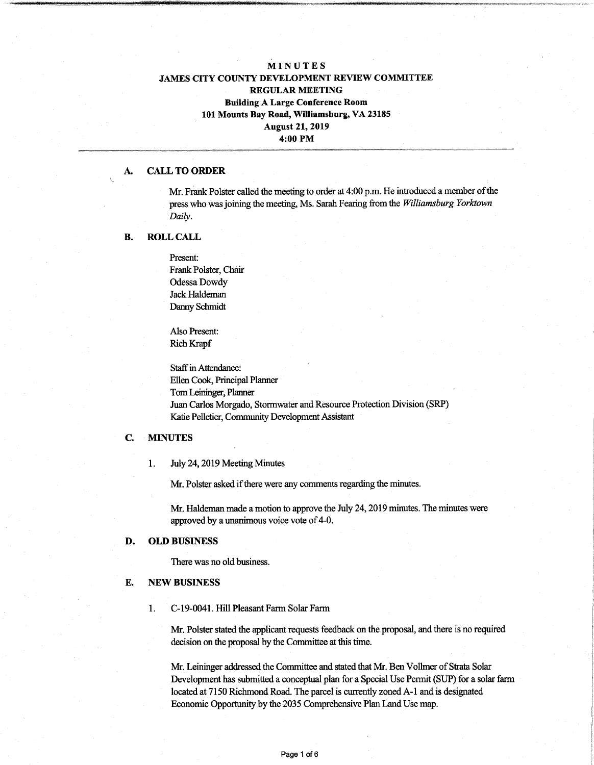# MINUTES
## JAMES CITY COUNTY DEVELOPMENT REVIEW COMMITTEE
## REGULAR MEETING

**Building A Large Conference Room**
**101 Mounts Bay Road, Williamsburg, VA 23185**
**August 21, 2019**
**4:00 PM**

---

### A. CALL TO ORDER

Mr. Frank Polster called the meeting to order at 4:00 p.m. He introduced a member of the press who was joining the meeting, Ms. Sarah Fearing from the *Williamsburg Yorktown Daily*.

### B. ROLL CALL

Present:
Frank Polster, Chair
Odessa Dowdy
Jack Haldeman
Danny Schmidt

Also Present:
Rich Krapf

Staff in Attendance:
Ellen Cook, Principal Planner
Tom Leininger, Planner
Juan Carlos Morgado, Stormwater and Resource Protection Division (SRP)
Katie Pelletier, Community Development Assistant

### C. MINUTES

1. July 24, 2019 Meeting Minutes

   Mr. Polster asked if there were any comments regarding the minutes.

   Mr. Haldeman made a motion to approve the July 24, 2019 minutes. The minutes were approved by a unanimous voice vote of 4-0.

### D. OLD BUSINESS

There was no old business.

### E. NEW BUSINESS

1. C-19-0041. Hill Pleasant Farm Solar Farm

   Mr. Polster stated the applicant requests feedback on the proposal, and there is no required decision on the proposal by the Committee at this time.

   Mr. Leininger addressed the Committee and stated that Mr. Ben Vollmer of Strata Solar Development has submitted a conceptual plan for a Special Use Permit (SUP) for a solar farm located at 7150 Richmond Road. The parcel is currently zoned A-1 and is designated Economic Opportunity by the 2035 Comprehensive Plan Land Use map.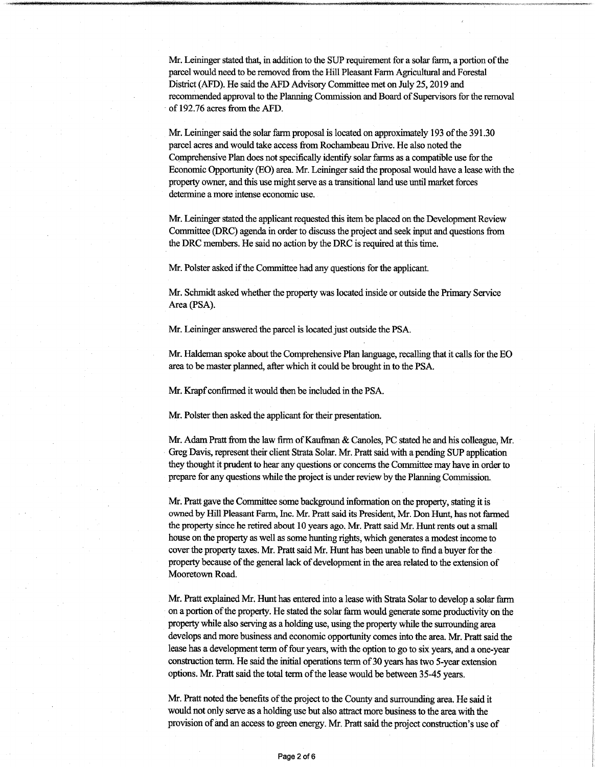Mr. Leininger stated that, in addition to the SUP requirement for a solar farm, a portion of the parcel would need to be removed from the Hill Pleasant Farm Agricultural and Forestal District (AFD). He said the AFD Advisory Committee met on July 25, 2019 and recommended approval to the Planning Commission and Board of Supervisors for the removal of 192.76 acres from the AFD.

Mr. Leininger said the solar farm proposal is located on approximately 193 of the 391.30 parcel acres and would take access from Rochambeau Drive. He also noted the Comprehensive Plan does not specifically identify solar farms as a compatible use for the Economic Opportunity (EO) area. Mr. Leininger said the proposal would have a lease with the property owner, and this use might serve as a transitional land use until market forces determine a more intense economic use.

Mr. Leininger stated the applicant requested this item be placed on the Development Review Committee (DRC) agenda in order to discuss the project and seek input and questions from the DRC members. He said no action by the DRC is required at this time.

Mr. Polster asked if the Committee had any questions for the applicant.

Mr. Schmidt asked whether the property was located inside or outside the Primary Service Area (PSA).

Mr. Leininger answered the parcel is located just outside the PSA.

Mr. Haldeman spoke about the Comprehensive Plan language, recalling that it calls for the EO area to be master planned, after which it could be brought in to the PSA.

Mr. Krapf confirmed it would then be included in the PSA.

Mr. Polster then asked the applicant for their presentation.

Mr. Adam Pratt from the law firm of Kaufman & Canoles, PC stated he and his colleague, Mr. Greg Davis, represent their client Strata Solar. Mr. Pratt said with a pending SUP application they thought it prudent to hear any questions or concerns the Committee may have in order to prepare for any questions while the project is under review by the Planning Commission.

Mr. Pratt gave the Committee some background information on the property, stating it is owned by Hill Pleasant Farm, Inc. Mr. Pratt said its President, Mr. Don Hunt, has not farmed the property since he retired about 10 years ago. Mr. Pratt said Mr. Hunt rents out a small house on the property as well as some hunting rights, which generates a modest income to cover the property taxes. Mr. Pratt said Mr. Hunt has been unable to find a buyer for the property because of the general lack of development in the area related to the extension of Mooretown Road.

Mr. Pratt explained Mr. Hunt has entered into a lease with Strata Solar to develop a solar farm on a portion of the property. He stated the solar farm would generate some productivity on the property while also serving as a holding use, using the property while the surrounding area develops and more business and economic opportunity comes into the area. Mr. Pratt said the lease has a development term of four years, with the option to go to six years, and a one-year construction term. He said the initial operations term of 30 years has two 5-year extension options. Mr. Pratt said the total term of the lease would be between 35-45 years.

Mr. Pratt noted the benefits of the project to the County and surrounding area. He said it would not only serve as a holding use but also attract more business to the area with the provision of and an access to green energy. Mr. Pratt said the project construction's use of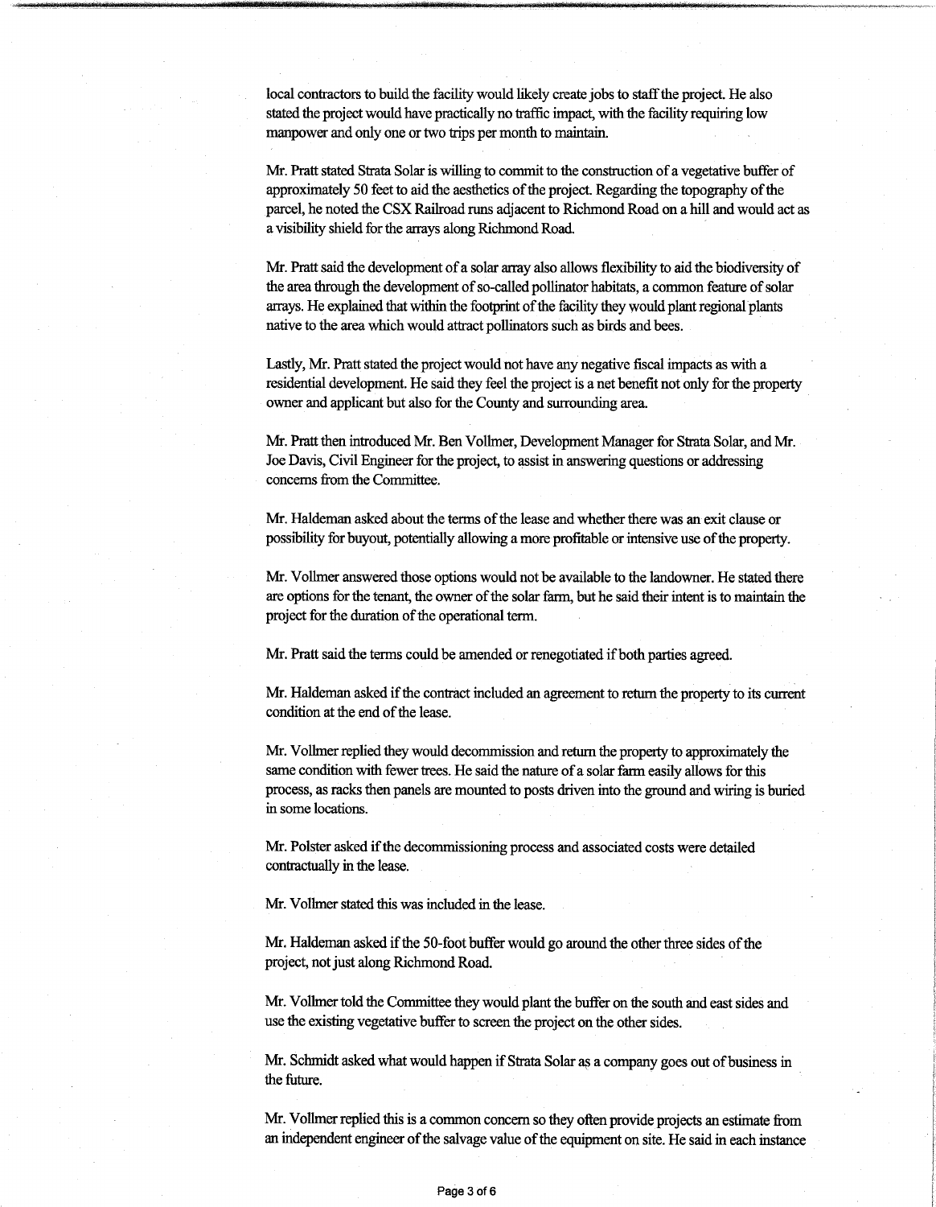local contractors to build the facility would likely create jobs to staff the project. He also stated the project would have practically no traffic impact, with the facility requiring low manpower and only one or two trips per month to maintain.

Mr. Pratt stated Strata Solar is willing to commit to the construction of a vegetative buffer of approximately 50 feet to aid the aesthetics of the project. Regarding the topography of the parcel, he noted the CSX Railroad runs adjacent to Richmond Road on a hill and would act as a visibility shield for the arrays along Richmond Road.

Mr. Pratt said the development of a solar array also allows flexibility to aid the biodiversity of the area through the development of so-called pollinator habitats, a common feature of solar arrays. He explained that within the footprint of the facility they would plant regional plants native to the area which would attract pollinators such as birds and bees.

Lastly, Mr. Pratt stated the project would not have any negative fiscal impacts as with a residential development. He said they feel the project is a net benefit not only for the property owner and applicant but also for the County and surrounding area.

Mr. Pratt then introduced Mr. Ben Vollmer, Development Manager for Strata Solar, and Mr. Joe Davis, Civil Engineer for the project, to assist in answering questions or addressing concerns from the Committee.

Mr. Haldeman asked about the terms of the lease and whether there was an exit clause or possibility for buyout, potentially allowing a more profitable or intensive use of the property.

Mr. Vollmer answered those options would not be available to the landowner. He stated there are options for the tenant, the owner of the solar farm, but he said their intent is to maintain the project for the duration of the operational term.

Mr. Pratt said the terms could be amended or renegotiated if both parties agreed.

Mr. Haldeman asked if the contract included an agreement to return the property to its current condition at the end of the lease.

Mr. Vollmer replied they would decommission and return the property to approximately the same condition with fewer trees. He said the nature of a solar farm easily allows for this process, as racks then panels are mounted to posts driven into the ground and wiring is buried in some locations.

Mr. Polster asked if the decommissioning process and associated costs were detailed contractually in the lease.

Mr. Vollmer stated this was included in the lease.

Mr. Haldeman asked if the 50-foot buffer would go around the other three sides of the project, not just along Richmond Road.

Mr. Vollmer told the Committee they would plant the buffer on the south and east sides and use the existing vegetative buffer to screen the project on the other sides.

Mr. Schmidt asked what would happen if Strata Solar as a company goes out of business in the future.

Mr. Vollmer replied this is a common concern so they often provide projects an estimate from an independent engineer of the salvage value of the equipment on site. He said in each instance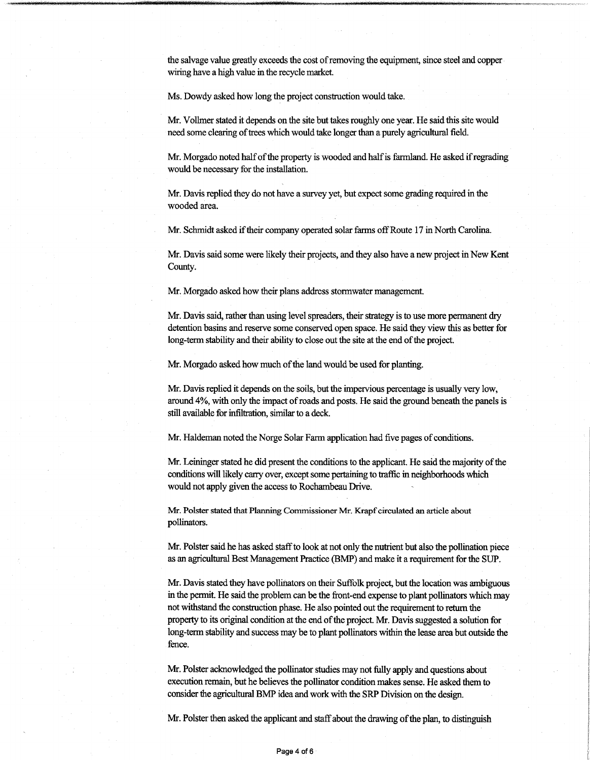the salvage value greatly exceeds the cost of removing the equipment, since steel and copper wiring have a high value in the recycle market.

Ms. Dowdy asked how long the project construction would take.

Mr. Vollmer stated it depends on the site but takes roughly one year. He said this site would need some clearing of trees which would take longer than a purely agricultural field.

Mr. Morgado noted half of the property is wooded and half is farmland. He asked if regrading would be necessary for the installation.

Mr. Davis replied they do not have a survey yet, but expect some grading required in the wooded area.

Mr. Schmidt asked if their company operated solar farms off Route 17 in North Carolina.

Mr. Davis said some were likely their projects, and they also have a new project in New Kent County.

Mr. Morgado asked how their plans address stormwater management.

Mr. Davis said, rather than using level spreaders, their strategy is to use more permanent dry detention basins and reserve some conserved open space. He said they view this as better for long-term stability and their ability to close out the site at the end of the project.

Mr. Morgado asked how much of the land would be used for planting.

Mr. Davis replied it depends on the soils, but the impervious percentage is usually very low, around 4%, with only the impact of roads and posts. He said the ground beneath the panels is still available for infiltration, similar to a deck.

Mr. Haldeman noted the Norge Solar Farm application had five pages of conditions.

Mr. Leininger stated he did present the conditions to the applicant. He said the majority of the conditions will likely carry over, except some pertaining to traffic in neighborhoods which would not apply given the access to Rochambeau Drive.

Mr. Polster stated that Planning Commissioner Mr. Krapf circulated an article about pollinators.

Mr. Polster said he has asked staff to look at not only the nutrient but also the pollination piece as an agricultural Best Management Practice (BMP) and make it a requirement for the SUP.

Mr. Davis stated they have pollinators on their Suffolk project, but the location was ambiguous in the permit. He said the problem can be the front-end expense to plant pollinators which may not withstand the construction phase. He also pointed out the requirement to return the property to its original condition at the end of the project. Mr. Davis suggested a solution for long-term stability and success may be to plant pollinators within the lease area but outside the fence.

Mr. Polster acknowledged the pollinator studies may not fully apply and questions about execution remain, but he believes the pollinator condition makes sense. He asked them to consider the agricultural BMP idea and work with the SRP Division on the design.

Mr. Polster then asked the applicant and staff about the drawing of the plan, to distinguish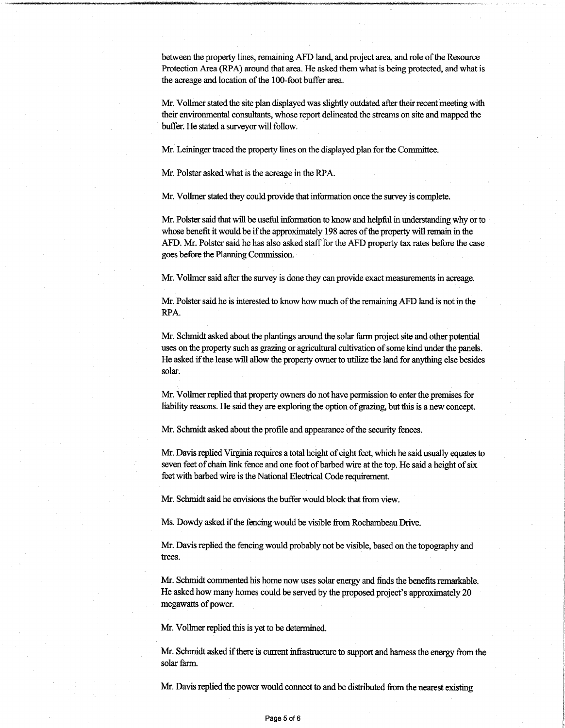between the property lines, remaining AFD land, and project area, and role of the Resource Protection Area (RPA) around that area. He asked them what is being protected, and what is the acreage and location of the 100-foot buffer area.

Mr. Vollmer stated the site plan displayed was slightly outdated after their recent meeting with their environmental consultants, whose report delineated the streams on site and mapped the buffer. He stated a surveyor will follow.

Mr. Leininger traced the property lines on the displayed plan for the Committee.

Mr. Polster asked what is the acreage in the RPA.

Mr. Vollmer stated they could provide that information once the survey is complete.

Mr. Polster said that will be useful information to know and helpful in understanding why or to whose benefit it would be if the approximately 198 acres of the property will remain in the AFD. Mr. Polster said he has also asked staff for the AFD property tax rates before the case goes before the Planning Commission.

Mr. Vollmer said after the survey is done they can provide exact measurements in acreage.

Mr. Polster said he is interested to know how much of the remaining AFD land is not in the RPA.

Mr. Schmidt asked about the plantings around the solar farm project site and other potential uses on the property such as grazing or agricultural cultivation of some kind under the panels. He asked if the lease will allow the property owner to utilize the land for anything else besides solar.

Mr. Vollmer replied that property owners do not have permission to enter the premises for liability reasons. He said they are exploring the option of grazing, but this is a new concept.

Mr. Schmidt asked about the profile and appearance of the security fences.

Mr. Davis replied Virginia requires a total height of eight feet, which he said usually equates to seven feet of chain link fence and one foot of barbed wire at the top. He said a height of six feet with barbed wire is the National Electrical Code requirement.

Mr. Schmidt said he envisions the buffer would block that from view.

Ms. Dowdy asked if the fencing would be visible from Rochambeau Drive.

Mr. Davis replied the fencing would probably not be visible, based on the topography and trees.

Mr. Schmidt commented his home now uses solar energy and finds the benefits remarkable. He asked how many homes could be served by the proposed project's approximately 20 megawatts of power.

Mr. Vollmer replied this is yet to be determined.

Mr. Schmidt asked if there is current infrastructure to support and harness the energy from the solar farm.

Mr. Davis replied the power would connect to and be distributed from the nearest existing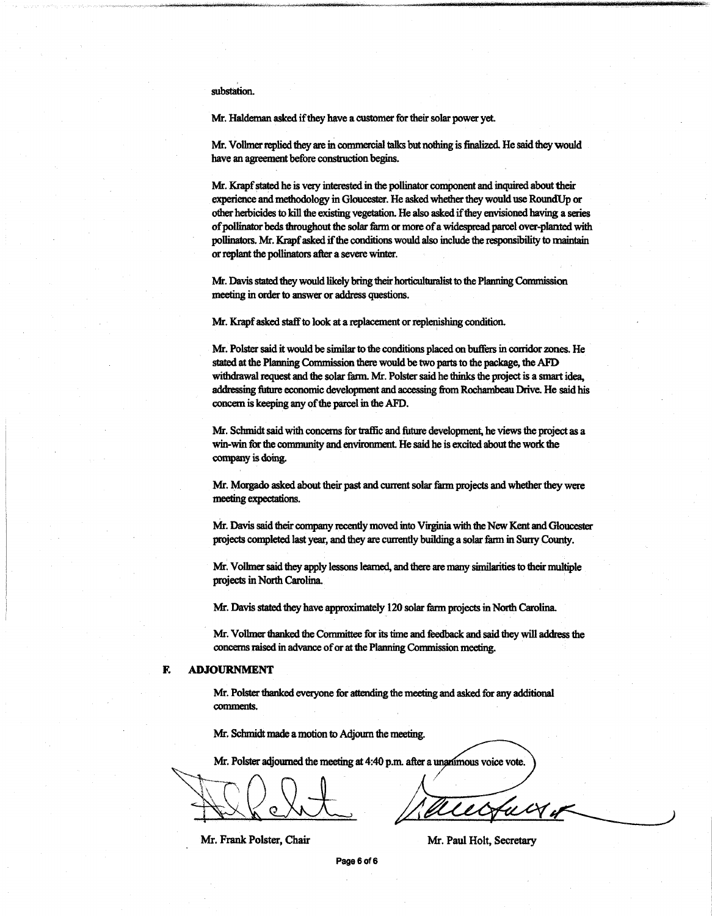substation.

Mr. Haldeman asked if they have a customer for their solar power yet.

Mr. Vollmer replied they are in commercial talks but nothing is finalized. He said they would have an agreement before construction begins.

Mr. Krapf stated he is very interested in the pollinator component and inquired about their experience and methodology in Gloucester. He asked whether they would use RoundUp or other herbicides to kill the existing vegetation. He also asked if they envisioned having a series of pollinator beds throughout the solar farm or more of a widespread parcel over-planted with pollinators. Mr. Krapf asked if the conditions would also include the responsibility to maintain or replant the pollinators after a severe winter.

Mr. Davis stated they would likely bring their horticulturalist to the Planning Commission meeting in order to answer or address questions.

Mr. Krapf asked staff to look at a replacement or replenishing condition.

Mr. Polster said it would be similar to the conditions placed on buffers in corridor zones. He stated at the Planning Commission there would be two parts to the package, the AFD withdrawal request and the solar farm. Mr. Polster said he thinks the project is a smart idea, addressing future economic development and accessing from Rochambeau Drive. He said his concern is keeping any of the parcel in the AFD.

Mr. Schmidt said with concerns for traffic and future development, he views the project as a win-win for the community and environment. He said he is excited about the work the company is doing.

Mr. Morgado asked about their past and current solar farm projects and whether they were meeting expectations.

Mr. Davis said their company recently moved into Virginia with the New Kent and Gloucester projects completed last year, and they are currently building a solar farm in Surry County.

Mr. Vollmer said they apply lessons learned, and there are many similarities to their multiple projects in North Carolina.

Mr. Davis stated they have approximately 120 solar farm projects in North Carolina.

Mr. Vollmer thanked the Committee for its time and feedback and said they will address the concerns raised in advance of or at the Planning Commission meeting.

## F. ADJOURNMENT

Mr. Polster thanked everyone for attending the meeting and asked for any additional comments.

Mr. Schmidt made a motion to Adjourn the meeting.

Mr. Polster adjourned the meeting at 4:40 p.m. after a unanimous voice vote.

Mr. Frank Polster, Chair

Mr. Paul Holt, Secretary